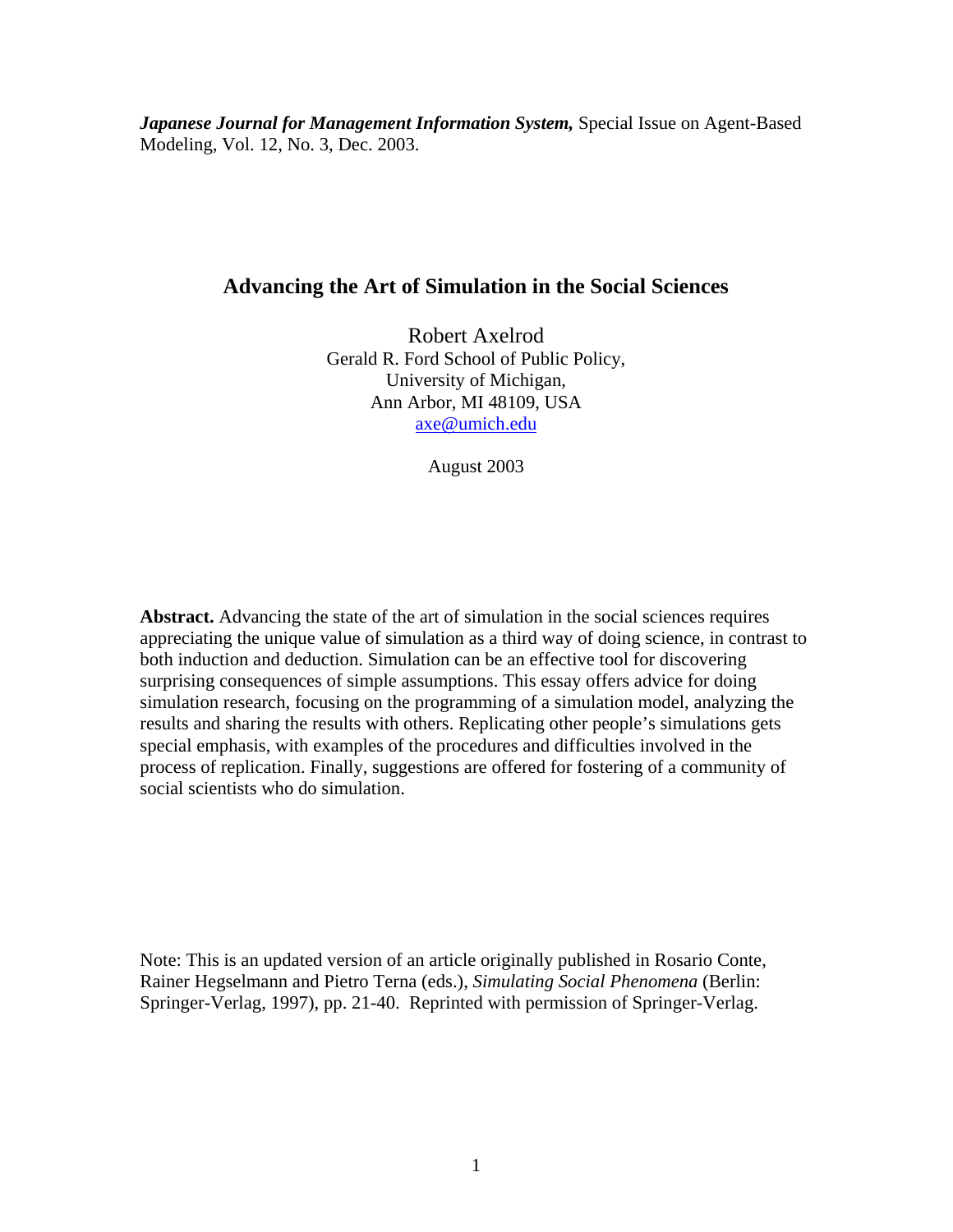***Japanese Journal for Management Information System,*** Special Issue on Agent-Based Modeling, Vol. 12, No. 3, Dec. 2003.

# Advancing the Art of Simulation in the Social Sciences

Robert Axelrod
Gerald R. Ford School of Public Policy,
University of Michigan,
Ann Arbor, MI 48109, USA
axe@umich.edu

August 2003

**Abstract.** Advancing the state of the art of simulation in the social sciences requires appreciating the unique value of simulation as a third way of doing science, in contrast to both induction and deduction. Simulation can be an effective tool for discovering surprising consequences of simple assumptions. This essay offers advice for doing simulation research, focusing on the programming of a simulation model, analyzing the results and sharing the results with others. Replicating other people's simulations gets special emphasis, with examples of the procedures and difficulties involved in the process of replication. Finally, suggestions are offered for fostering of a community of social scientists who do simulation.

Note: This is an updated version of an article originally published in Rosario Conte, Rainer Hegselmann and Pietro Terna (eds.), *Simulating Social Phenomena* (Berlin: Springer-Verlag, 1997), pp. 21-40. Reprinted with permission of Springer-Verlag.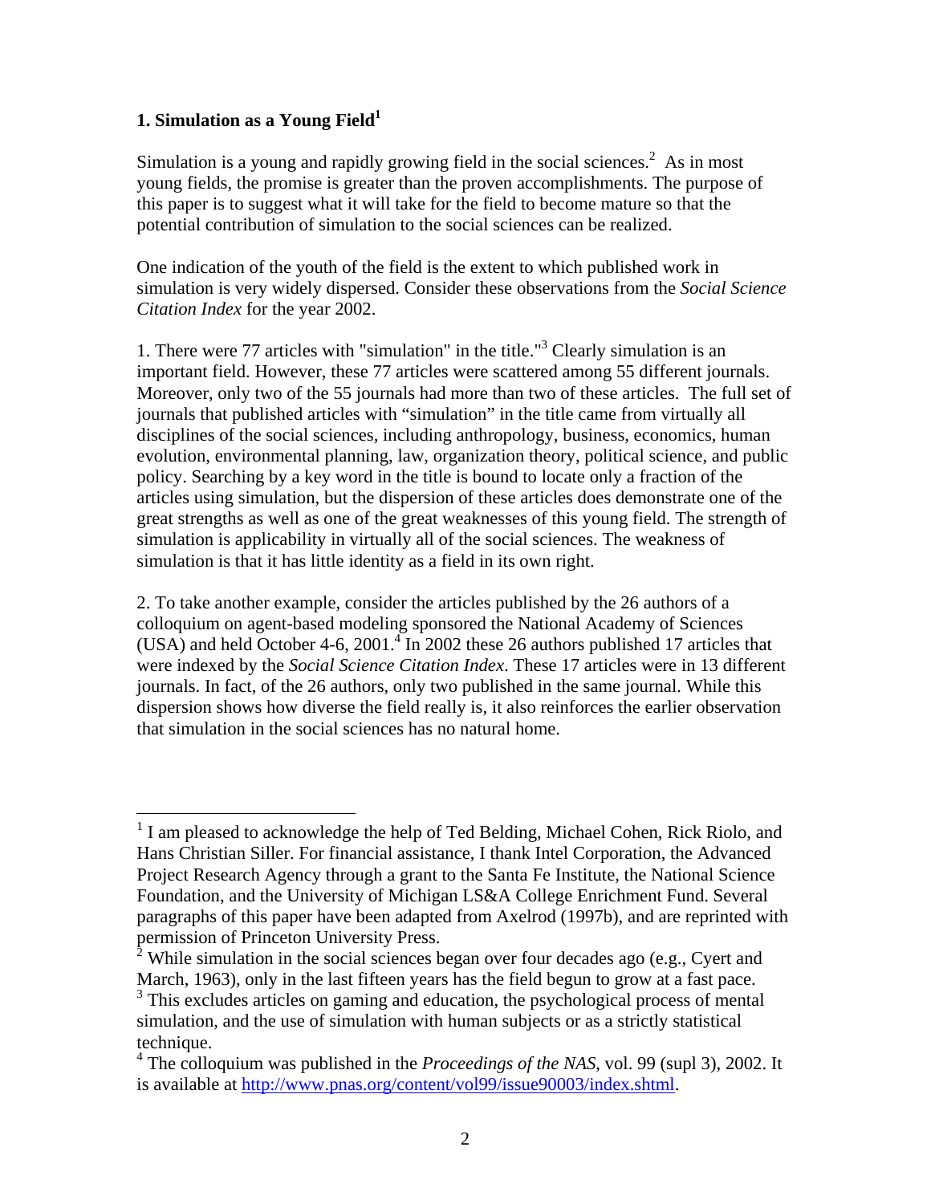## 1. Simulation as a Young Field[1]

Simulation is a young and rapidly growing field in the social sciences.[2] As in most young fields, the promise is greater than the proven accomplishments. The purpose of this paper is to suggest what it will take for the field to become mature so that the potential contribution of simulation to the social sciences can be realized.

One indication of the youth of the field is the extent to which published work in simulation is very widely dispersed. Consider these observations from the *Social Science Citation Index* for the year 2002.

1. There were 77 articles with "simulation" in the title."[3] Clearly simulation is an important field. However, these 77 articles were scattered among 55 different journals. Moreover, only two of the 55 journals had more than two of these articles. The full set of journals that published articles with "simulation" in the title came from virtually all disciplines of the social sciences, including anthropology, business, economics, human evolution, environmental planning, law, organization theory, political science, and public policy. Searching by a key word in the title is bound to locate only a fraction of the articles using simulation, but the dispersion of these articles does demonstrate one of the great strengths as well as one of the great weaknesses of this young field. The strength of simulation is applicability in virtually all of the social sciences. The weakness of simulation is that it has little identity as a field in its own right.

2. To take another example, consider the articles published by the 26 authors of a colloquium on agent-based modeling sponsored the National Academy of Sciences (USA) and held October 4-6, 2001.[4] In 2002 these 26 authors published 17 articles that were indexed by the *Social Science Citation Index*. These 17 articles were in 13 different journals. In fact, of the 26 authors, only two published in the same journal. While this dispersion shows how diverse the field really is, it also reinforces the earlier observation that simulation in the social sciences has no natural home.

---

[1] I am pleased to acknowledge the help of Ted Belding, Michael Cohen, Rick Riolo, and Hans Christian Siller. For financial assistance, I thank Intel Corporation, the Advanced Project Research Agency through a grant to the Santa Fe Institute, the National Science Foundation, and the University of Michigan LS&A College Enrichment Fund. Several paragraphs of this paper have been adapted from Axelrod (1997b), and are reprinted with permission of Princeton University Press.

[2] While simulation in the social sciences began over four decades ago (e.g., Cyert and March, 1963), only in the last fifteen years has the field begun to grow at a fast pace.

[3] This excludes articles on gaming and education, the psychological process of mental simulation, and the use of simulation with human subjects or as a strictly statistical technique.

[4] The colloquium was published in the *Proceedings of the NAS*, vol. 99 (supl 3), 2002. It is available at http://www.pnas.org/content/vol99/issue90003/index.shtml.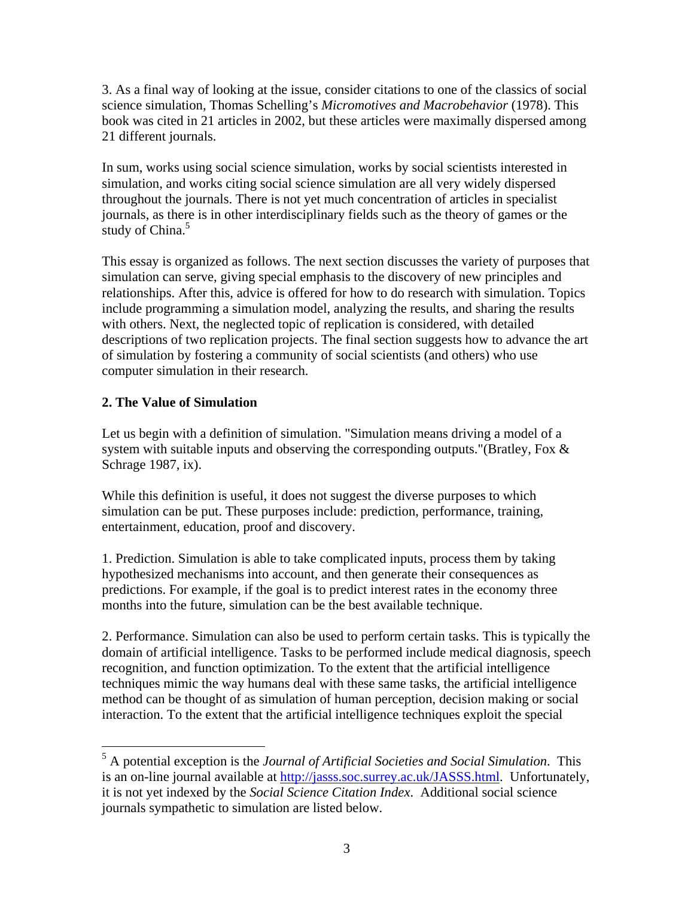3. As a final way of looking at the issue, consider citations to one of the classics of social science simulation, Thomas Schelling's *Micromotives and Macrobehavior* (1978). This book was cited in 21 articles in 2002, but these articles were maximally dispersed among 21 different journals.

In sum, works using social science simulation, works by social scientists interested in simulation, and works citing social science simulation are all very widely dispersed throughout the journals. There is not yet much concentration of articles in specialist journals, as there is in other interdisciplinary fields such as the theory of games or the study of China.[5]

This essay is organized as follows. The next section discusses the variety of purposes that simulation can serve, giving special emphasis to the discovery of new principles and relationships. After this, advice is offered for how to do research with simulation. Topics include programming a simulation model, analyzing the results, and sharing the results with others. Next, the neglected topic of replication is considered, with detailed descriptions of two replication projects. The final section suggests how to advance the art of simulation by fostering a community of social scientists (and others) who use computer simulation in their research.

## 2. The Value of Simulation

Let us begin with a definition of simulation. "Simulation means driving a model of a system with suitable inputs and observing the corresponding outputs."(Bratley, Fox & Schrage 1987, ix).

While this definition is useful, it does not suggest the diverse purposes to which simulation can be put. These purposes include: prediction, performance, training, entertainment, education, proof and discovery.

1. Prediction. Simulation is able to take complicated inputs, process them by taking hypothesized mechanisms into account, and then generate their consequences as predictions. For example, if the goal is to predict interest rates in the economy three months into the future, simulation can be the best available technique.

2. Performance. Simulation can also be used to perform certain tasks. This is typically the domain of artificial intelligence. Tasks to be performed include medical diagnosis, speech recognition, and function optimization. To the extent that the artificial intelligence techniques mimic the way humans deal with these same tasks, the artificial intelligence method can be thought of as simulation of human perception, decision making or social interaction. To the extent that the artificial intelligence techniques exploit the special

---

[5] A potential exception is the *Journal of Artificial Societies and Social Simulation*. This is an on-line journal available at http://jasss.soc.surrey.ac.uk/JASSS.html. Unfortunately, it is not yet indexed by the *Social Science Citation Index*. Additional social science journals sympathetic to simulation are listed below.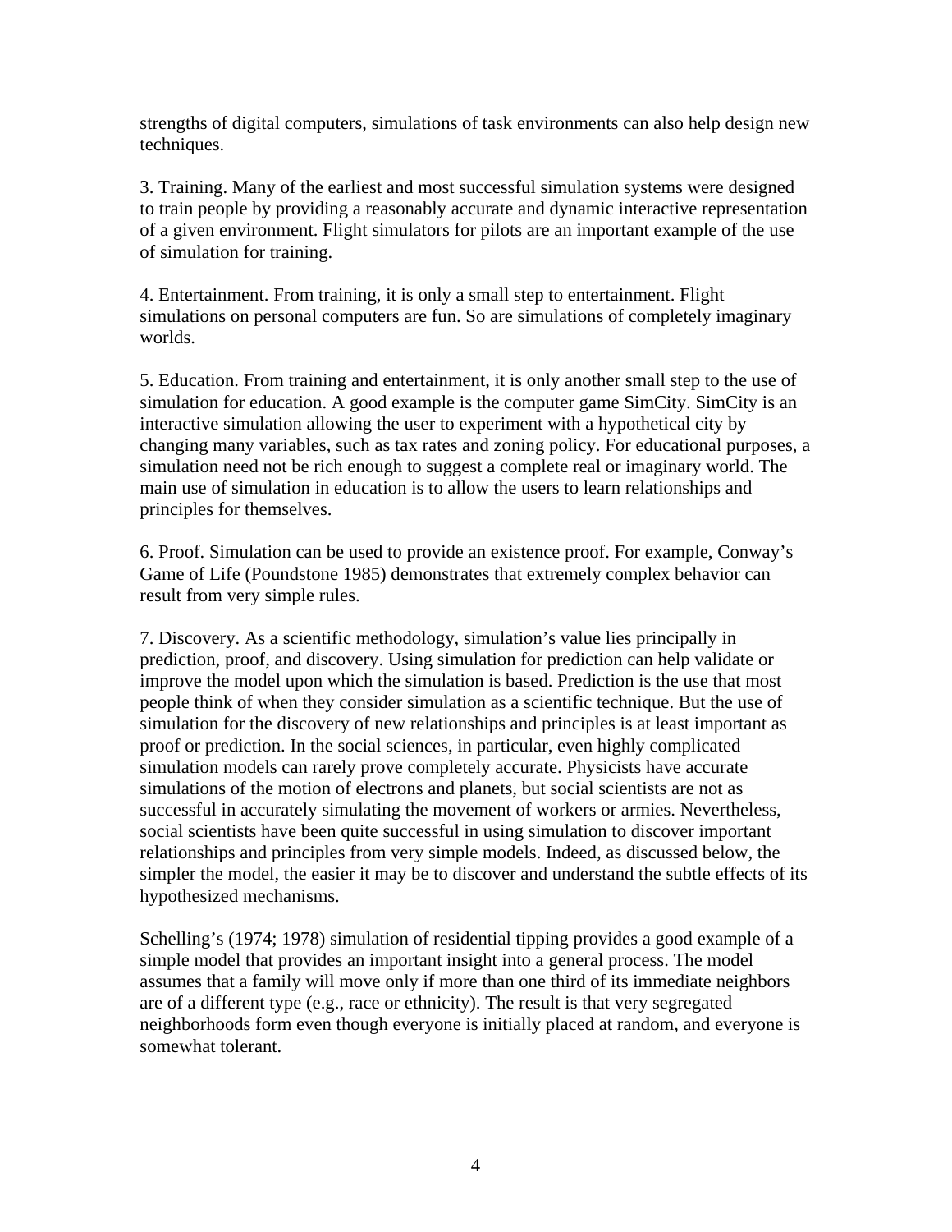strengths of digital computers, simulations of task environments can also help design new techniques.

3. Training. Many of the earliest and most successful simulation systems were designed to train people by providing a reasonably accurate and dynamic interactive representation of a given environment. Flight simulators for pilots are an important example of the use of simulation for training.

4. Entertainment. From training, it is only a small step to entertainment. Flight simulations on personal computers are fun. So are simulations of completely imaginary worlds.

5. Education. From training and entertainment, it is only another small step to the use of simulation for education. A good example is the computer game SimCity. SimCity is an interactive simulation allowing the user to experiment with a hypothetical city by changing many variables, such as tax rates and zoning policy. For educational purposes, a simulation need not be rich enough to suggest a complete real or imaginary world. The main use of simulation in education is to allow the users to learn relationships and principles for themselves.

6. Proof. Simulation can be used to provide an existence proof. For example, Conway's Game of Life (Poundstone 1985) demonstrates that extremely complex behavior can result from very simple rules.

7. Discovery. As a scientific methodology, simulation's value lies principally in prediction, proof, and discovery. Using simulation for prediction can help validate or improve the model upon which the simulation is based. Prediction is the use that most people think of when they consider simulation as a scientific technique. But the use of simulation for the discovery of new relationships and principles is at least important as proof or prediction. In the social sciences, in particular, even highly complicated simulation models can rarely prove completely accurate. Physicists have accurate simulations of the motion of electrons and planets, but social scientists are not as successful in accurately simulating the movement of workers or armies. Nevertheless, social scientists have been quite successful in using simulation to discover important relationships and principles from very simple models. Indeed, as discussed below, the simpler the model, the easier it may be to discover and understand the subtle effects of its hypothesized mechanisms.

Schelling's (1974; 1978) simulation of residential tipping provides a good example of a simple model that provides an important insight into a general process. The model assumes that a family will move only if more than one third of its immediate neighbors are of a different type (e.g., race or ethnicity). The result is that very segregated neighborhoods form even though everyone is initially placed at random, and everyone is somewhat tolerant.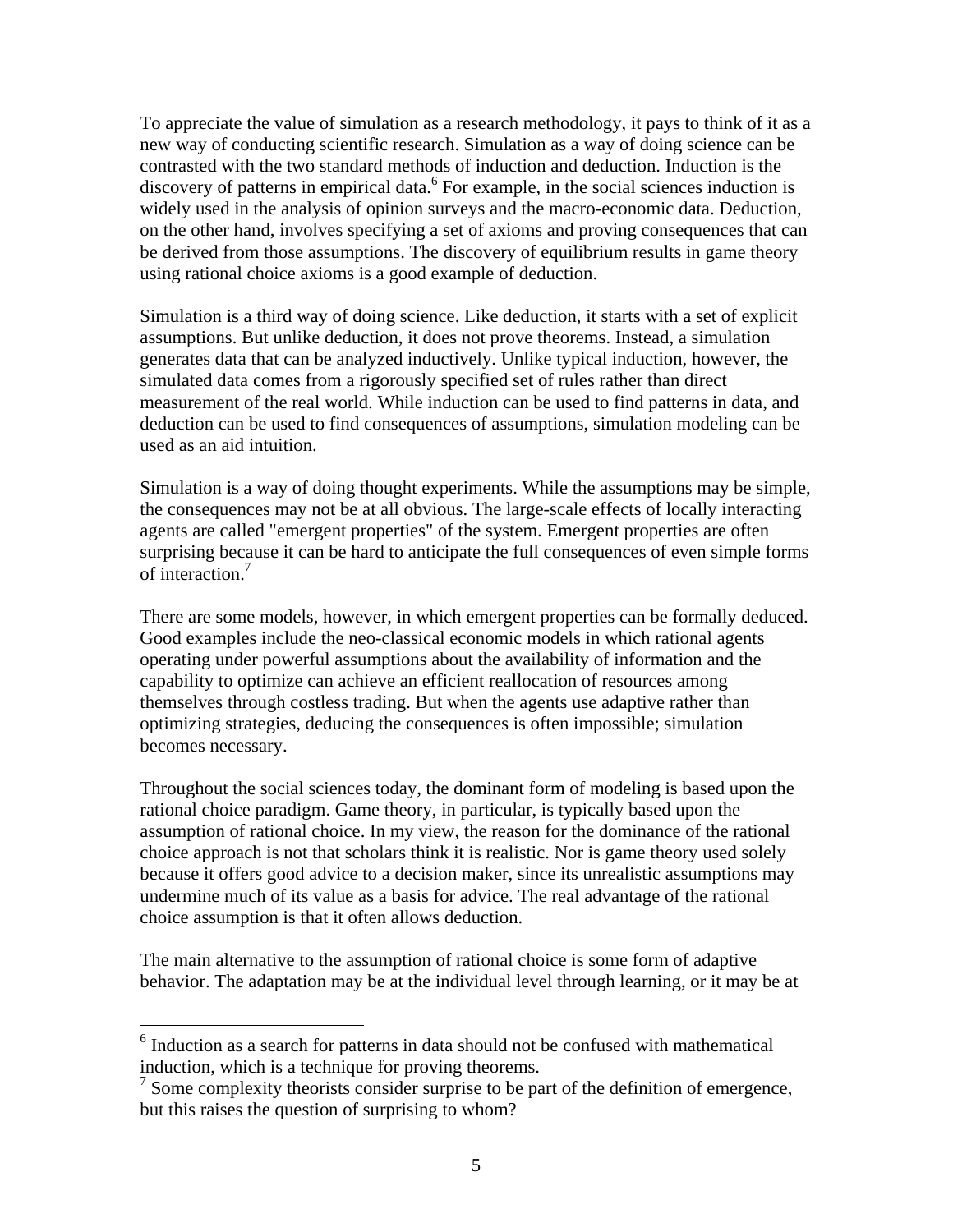To appreciate the value of simulation as a research methodology, it pays to think of it as a new way of conducting scientific research. Simulation as a way of doing science can be contrasted with the two standard methods of induction and deduction. Induction is the discovery of patterns in empirical data.[6] For example, in the social sciences induction is widely used in the analysis of opinion surveys and the macro-economic data. Deduction, on the other hand, involves specifying a set of axioms and proving consequences that can be derived from those assumptions. The discovery of equilibrium results in game theory using rational choice axioms is a good example of deduction.

Simulation is a third way of doing science. Like deduction, it starts with a set of explicit assumptions. But unlike deduction, it does not prove theorems. Instead, a simulation generates data that can be analyzed inductively. Unlike typical induction, however, the simulated data comes from a rigorously specified set of rules rather than direct measurement of the real world. While induction can be used to find patterns in data, and deduction can be used to find consequences of assumptions, simulation modeling can be used as an aid intuition.

Simulation is a way of doing thought experiments. While the assumptions may be simple, the consequences may not be at all obvious. The large-scale effects of locally interacting agents are called "emergent properties" of the system. Emergent properties are often surprising because it can be hard to anticipate the full consequences of even simple forms of interaction.[7]

There are some models, however, in which emergent properties can be formally deduced. Good examples include the neo-classical economic models in which rational agents operating under powerful assumptions about the availability of information and the capability to optimize can achieve an efficient reallocation of resources among themselves through costless trading. But when the agents use adaptive rather than optimizing strategies, deducing the consequences is often impossible; simulation becomes necessary.

Throughout the social sciences today, the dominant form of modeling is based upon the rational choice paradigm. Game theory, in particular, is typically based upon the assumption of rational choice. In my view, the reason for the dominance of the rational choice approach is not that scholars think it is realistic. Nor is game theory used solely because it offers good advice to a decision maker, since its unrealistic assumptions may undermine much of its value as a basis for advice. The real advantage of the rational choice assumption is that it often allows deduction.

The main alternative to the assumption of rational choice is some form of adaptive behavior. The adaptation may be at the individual level through learning, or it may be at

---

[6] Induction as a search for patterns in data should not be confused with mathematical induction, which is a technique for proving theorems.

[7] Some complexity theorists consider surprise to be part of the definition of emergence, but this raises the question of surprising to whom?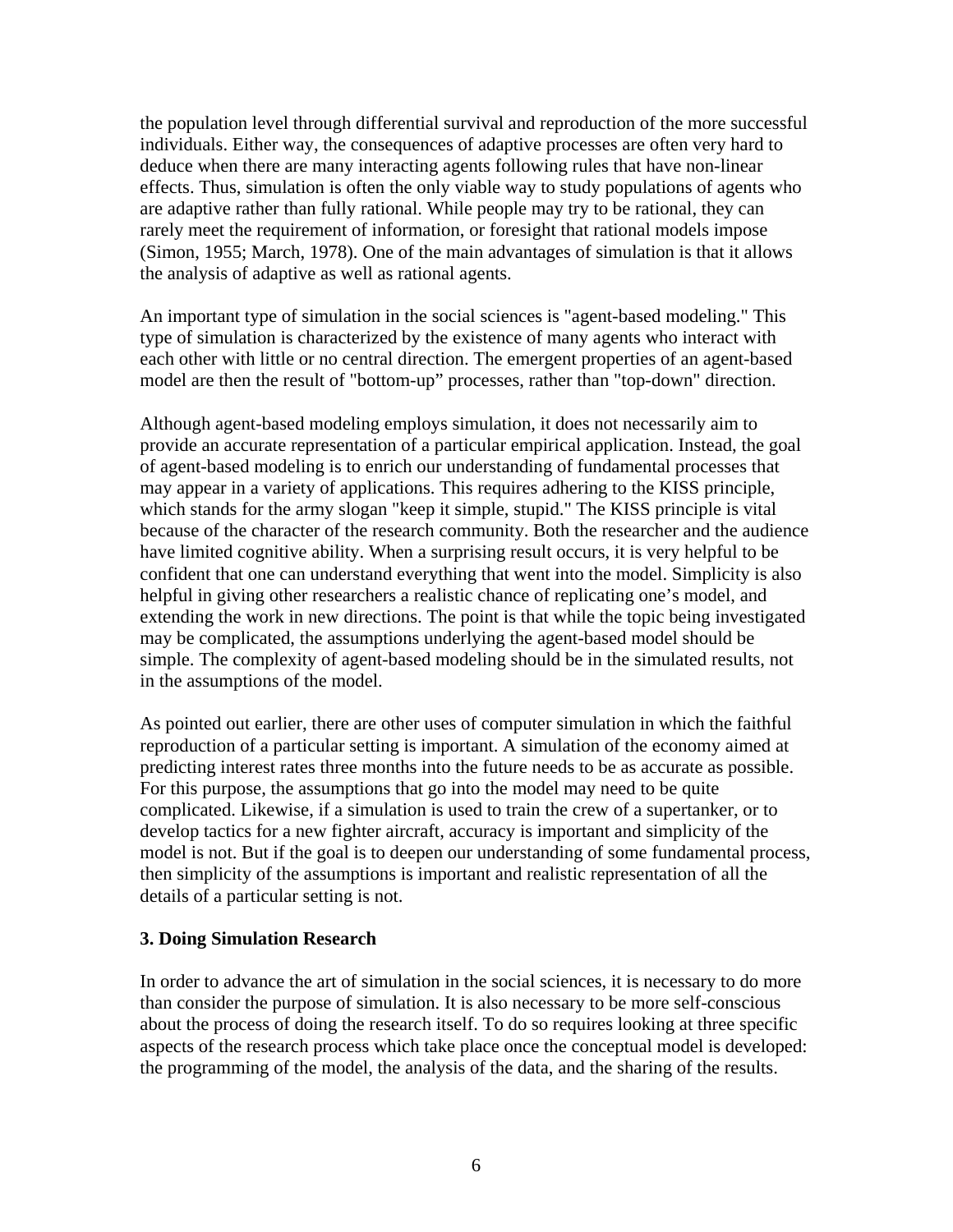the population level through differential survival and reproduction of the more successful individuals. Either way, the consequences of adaptive processes are often very hard to deduce when there are many interacting agents following rules that have non-linear effects. Thus, simulation is often the only viable way to study populations of agents who are adaptive rather than fully rational. While people may try to be rational, they can rarely meet the requirement of information, or foresight that rational models impose (Simon, 1955; March, 1978). One of the main advantages of simulation is that it allows the analysis of adaptive as well as rational agents.

An important type of simulation in the social sciences is "agent-based modeling." This type of simulation is characterized by the existence of many agents who interact with each other with little or no central direction. The emergent properties of an agent-based model are then the result of "bottom-up" processes, rather than "top-down" direction.

Although agent-based modeling employs simulation, it does not necessarily aim to provide an accurate representation of a particular empirical application. Instead, the goal of agent-based modeling is to enrich our understanding of fundamental processes that may appear in a variety of applications. This requires adhering to the KISS principle, which stands for the army slogan "keep it simple, stupid." The KISS principle is vital because of the character of the research community. Both the researcher and the audience have limited cognitive ability. When a surprising result occurs, it is very helpful to be confident that one can understand everything that went into the model. Simplicity is also helpful in giving other researchers a realistic chance of replicating one's model, and extending the work in new directions. The point is that while the topic being investigated may be complicated, the assumptions underlying the agent-based model should be simple. The complexity of agent-based modeling should be in the simulated results, not in the assumptions of the model.

As pointed out earlier, there are other uses of computer simulation in which the faithful reproduction of a particular setting is important. A simulation of the economy aimed at predicting interest rates three months into the future needs to be as accurate as possible. For this purpose, the assumptions that go into the model may need to be quite complicated. Likewise, if a simulation is used to train the crew of a supertanker, or to develop tactics for a new fighter aircraft, accuracy is important and simplicity of the model is not. But if the goal is to deepen our understanding of some fundamental process, then simplicity of the assumptions is important and realistic representation of all the details of a particular setting is not.

## 3. Doing Simulation Research

In order to advance the art of simulation in the social sciences, it is necessary to do more than consider the purpose of simulation. It is also necessary to be more self-conscious about the process of doing the research itself. To do so requires looking at three specific aspects of the research process which take place once the conceptual model is developed: the programming of the model, the analysis of the data, and the sharing of the results.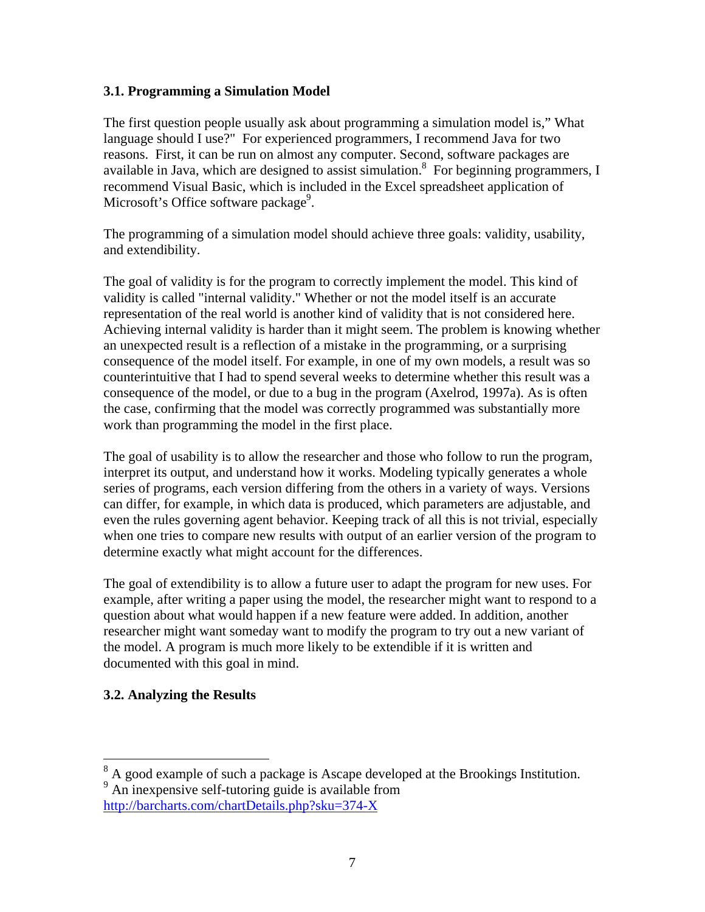### 3.1. Programming a Simulation Model

The first question people usually ask about programming a simulation model is," What language should I use?" For experienced programmers, I recommend Java for two reasons. First, it can be run on almost any computer. Second, software packages are available in Java, which are designed to assist simulation.[8] For beginning programmers, I recommend Visual Basic, which is included in the Excel spreadsheet application of Microsoft's Office software package[9].

The programming of a simulation model should achieve three goals: validity, usability, and extendibility.

The goal of validity is for the program to correctly implement the model. This kind of validity is called "internal validity." Whether or not the model itself is an accurate representation of the real world is another kind of validity that is not considered here. Achieving internal validity is harder than it might seem. The problem is knowing whether an unexpected result is a reflection of a mistake in the programming, or a surprising consequence of the model itself. For example, in one of my own models, a result was so counterintuitive that I had to spend several weeks to determine whether this result was a consequence of the model, or due to a bug in the program (Axelrod, 1997a). As is often the case, confirming that the model was correctly programmed was substantially more work than programming the model in the first place.

The goal of usability is to allow the researcher and those who follow to run the program, interpret its output, and understand how it works. Modeling typically generates a whole series of programs, each version differing from the others in a variety of ways. Versions can differ, for example, in which data is produced, which parameters are adjustable, and even the rules governing agent behavior. Keeping track of all this is not trivial, especially when one tries to compare new results with output of an earlier version of the program to determine exactly what might account for the differences.

The goal of extendibility is to allow a future user to adapt the program for new uses. For example, after writing a paper using the model, the researcher might want to respond to a question about what would happen if a new feature were added. In addition, another researcher might want someday want to modify the program to try out a new variant of the model. A program is much more likely to be extendible if it is written and documented with this goal in mind.

### 3.2. Analyzing the Results

[8] A good example of such a package is Ascape developed at the Brookings Institution.

[9] An inexpensive self-tutoring guide is available from http://barcharts.com/chartDetails.php?sku=374-X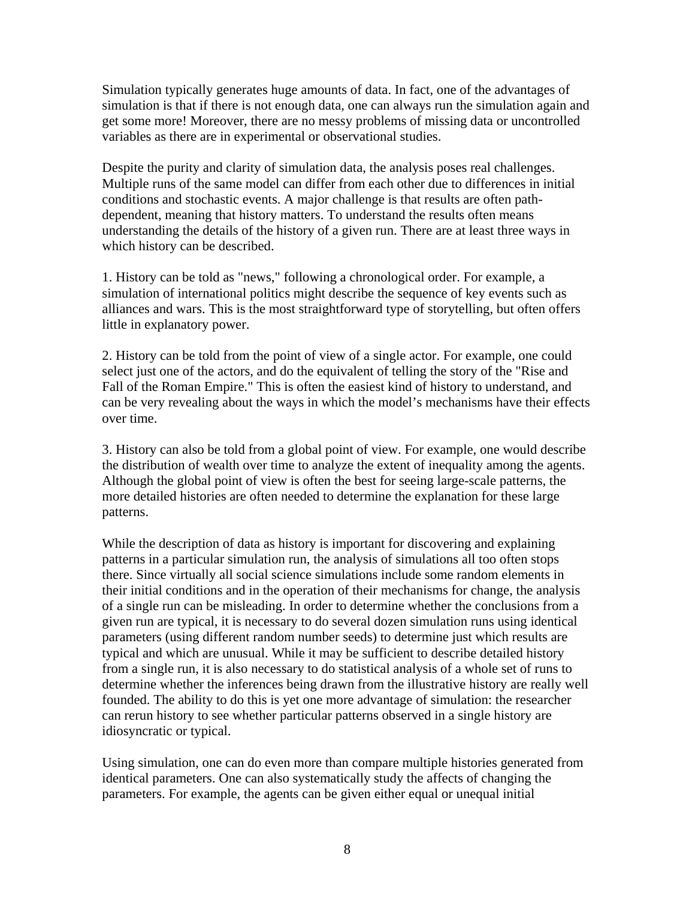Simulation typically generates huge amounts of data. In fact, one of the advantages of simulation is that if there is not enough data, one can always run the simulation again and get some more! Moreover, there are no messy problems of missing data or uncontrolled variables as there are in experimental or observational studies.

Despite the purity and clarity of simulation data, the analysis poses real challenges. Multiple runs of the same model can differ from each other due to differences in initial conditions and stochastic events. A major challenge is that results are often path-dependent, meaning that history matters. To understand the results often means understanding the details of the history of a given run. There are at least three ways in which history can be described.

1. History can be told as "news," following a chronological order. For example, a simulation of international politics might describe the sequence of key events such as alliances and wars. This is the most straightforward type of storytelling, but often offers little in explanatory power.

2. History can be told from the point of view of a single actor. For example, one could select just one of the actors, and do the equivalent of telling the story of the "Rise and Fall of the Roman Empire." This is often the easiest kind of history to understand, and can be very revealing about the ways in which the model's mechanisms have their effects over time.

3. History can also be told from a global point of view. For example, one would describe the distribution of wealth over time to analyze the extent of inequality among the agents. Although the global point of view is often the best for seeing large-scale patterns, the more detailed histories are often needed to determine the explanation for these large patterns.

While the description of data as history is important for discovering and explaining patterns in a particular simulation run, the analysis of simulations all too often stops there. Since virtually all social science simulations include some random elements in their initial conditions and in the operation of their mechanisms for change, the analysis of a single run can be misleading. In order to determine whether the conclusions from a given run are typical, it is necessary to do several dozen simulation runs using identical parameters (using different random number seeds) to determine just which results are typical and which are unusual. While it may be sufficient to describe detailed history from a single run, it is also necessary to do statistical analysis of a whole set of runs to determine whether the inferences being drawn from the illustrative history are really well founded. The ability to do this is yet one more advantage of simulation: the researcher can rerun history to see whether particular patterns observed in a single history are idiosyncratic or typical.

Using simulation, one can do even more than compare multiple histories generated from identical parameters. One can also systematically study the affects of changing the parameters. For example, the agents can be given either equal or unequal initial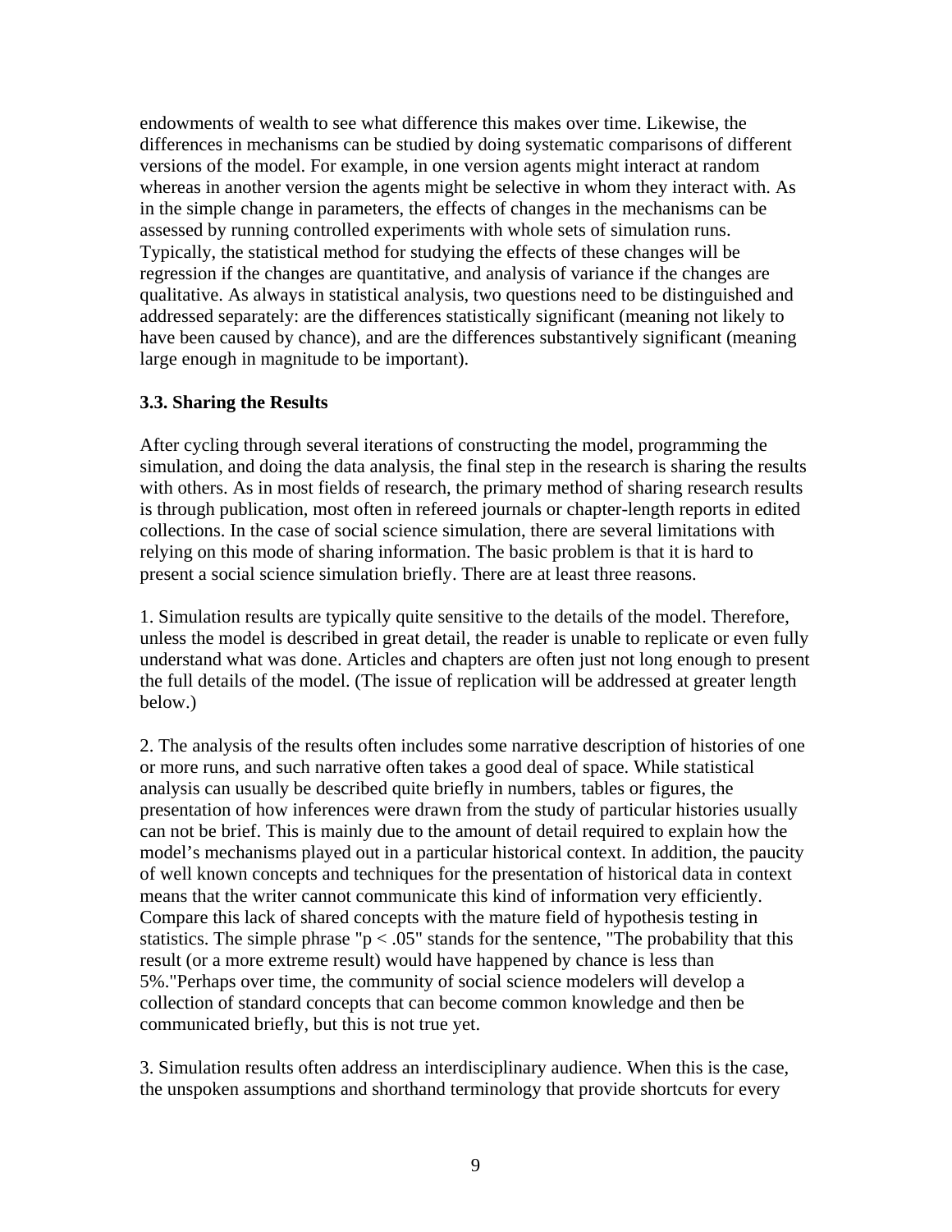endowments of wealth to see what difference this makes over time. Likewise, the differences in mechanisms can be studied by doing systematic comparisons of different versions of the model. For example, in one version agents might interact at random whereas in another version the agents might be selective in whom they interact with. As in the simple change in parameters, the effects of changes in the mechanisms can be assessed by running controlled experiments with whole sets of simulation runs. Typically, the statistical method for studying the effects of these changes will be regression if the changes are quantitative, and analysis of variance if the changes are qualitative. As always in statistical analysis, two questions need to be distinguished and addressed separately: are the differences statistically significant (meaning not likely to have been caused by chance), and are the differences substantively significant (meaning large enough in magnitude to be important).

### 3.3. Sharing the Results

After cycling through several iterations of constructing the model, programming the simulation, and doing the data analysis, the final step in the research is sharing the results with others. As in most fields of research, the primary method of sharing research results is through publication, most often in refereed journals or chapter-length reports in edited collections. In the case of social science simulation, there are several limitations with relying on this mode of sharing information. The basic problem is that it is hard to present a social science simulation briefly. There are at least three reasons.

1. Simulation results are typically quite sensitive to the details of the model. Therefore, unless the model is described in great detail, the reader is unable to replicate or even fully understand what was done. Articles and chapters are often just not long enough to present the full details of the model. (The issue of replication will be addressed at greater length below.)

2. The analysis of the results often includes some narrative description of histories of one or more runs, and such narrative often takes a good deal of space. While statistical analysis can usually be described quite briefly in numbers, tables or figures, the presentation of how inferences were drawn from the study of particular histories usually can not be brief. This is mainly due to the amount of detail required to explain how the model's mechanisms played out in a particular historical context. In addition, the paucity of well known concepts and techniques for the presentation of historical data in context means that the writer cannot communicate this kind of information very efficiently. Compare this lack of shared concepts with the mature field of hypothesis testing in statistics. The simple phrase "$p < .05$" stands for the sentence, "The probability that this result (or a more extreme result) would have happened by chance is less than 5%."Perhaps over time, the community of social science modelers will develop a collection of standard concepts that can become common knowledge and then be communicated briefly, but this is not true yet.

3. Simulation results often address an interdisciplinary audience. When this is the case, the unspoken assumptions and shorthand terminology that provide shortcuts for every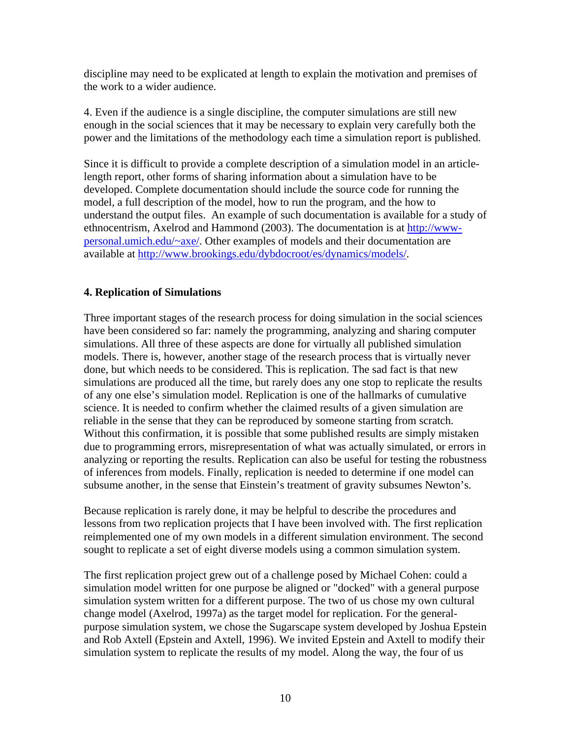discipline may need to be explicated at length to explain the motivation and premises of the work to a wider audience.

4. Even if the audience is a single discipline, the computer simulations are still new enough in the social sciences that it may be necessary to explain very carefully both the power and the limitations of the methodology each time a simulation report is published.

Since it is difficult to provide a complete description of a simulation model in an article-length report, other forms of sharing information about a simulation have to be developed. Complete documentation should include the source code for running the model, a full description of the model, how to run the program, and the how to understand the output files. An example of such documentation is available for a study of ethnocentrism, Axelrod and Hammond (2003). The documentation is at [http://www-personal.umich.edu/~axe/](http://www-personal.umich.edu/~axe/). Other examples of models and their documentation are available at [http://www.brookings.edu/dybdocroot/es/dynamics/models/](http://www.brookings.edu/dybdocroot/es/dynamics/models/).

## 4. Replication of Simulations

Three important stages of the research process for doing simulation in the social sciences have been considered so far: namely the programming, analyzing and sharing computer simulations. All three of these aspects are done for virtually all published simulation models. There is, however, another stage of the research process that is virtually never done, but which needs to be considered. This is replication. The sad fact is that new simulations are produced all the time, but rarely does any one stop to replicate the results of any one else's simulation model. Replication is one of the hallmarks of cumulative science. It is needed to confirm whether the claimed results of a given simulation are reliable in the sense that they can be reproduced by someone starting from scratch. Without this confirmation, it is possible that some published results are simply mistaken due to programming errors, misrepresentation of what was actually simulated, or errors in analyzing or reporting the results. Replication can also be useful for testing the robustness of inferences from models. Finally, replication is needed to determine if one model can subsume another, in the sense that Einstein's treatment of gravity subsumes Newton's.

Because replication is rarely done, it may be helpful to describe the procedures and lessons from two replication projects that I have been involved with. The first replication reimplemented one of my own models in a different simulation environment. The second sought to replicate a set of eight diverse models using a common simulation system.

The first replication project grew out of a challenge posed by Michael Cohen: could a simulation model written for one purpose be aligned or "docked" with a general purpose simulation system written for a different purpose. The two of us chose my own cultural change model (Axelrod, 1997a) as the target model for replication. For the general-purpose simulation system, we chose the Sugarscape system developed by Joshua Epstein and Rob Axtell (Epstein and Axtell, 1996). We invited Epstein and Axtell to modify their simulation system to replicate the results of my model. Along the way, the four of us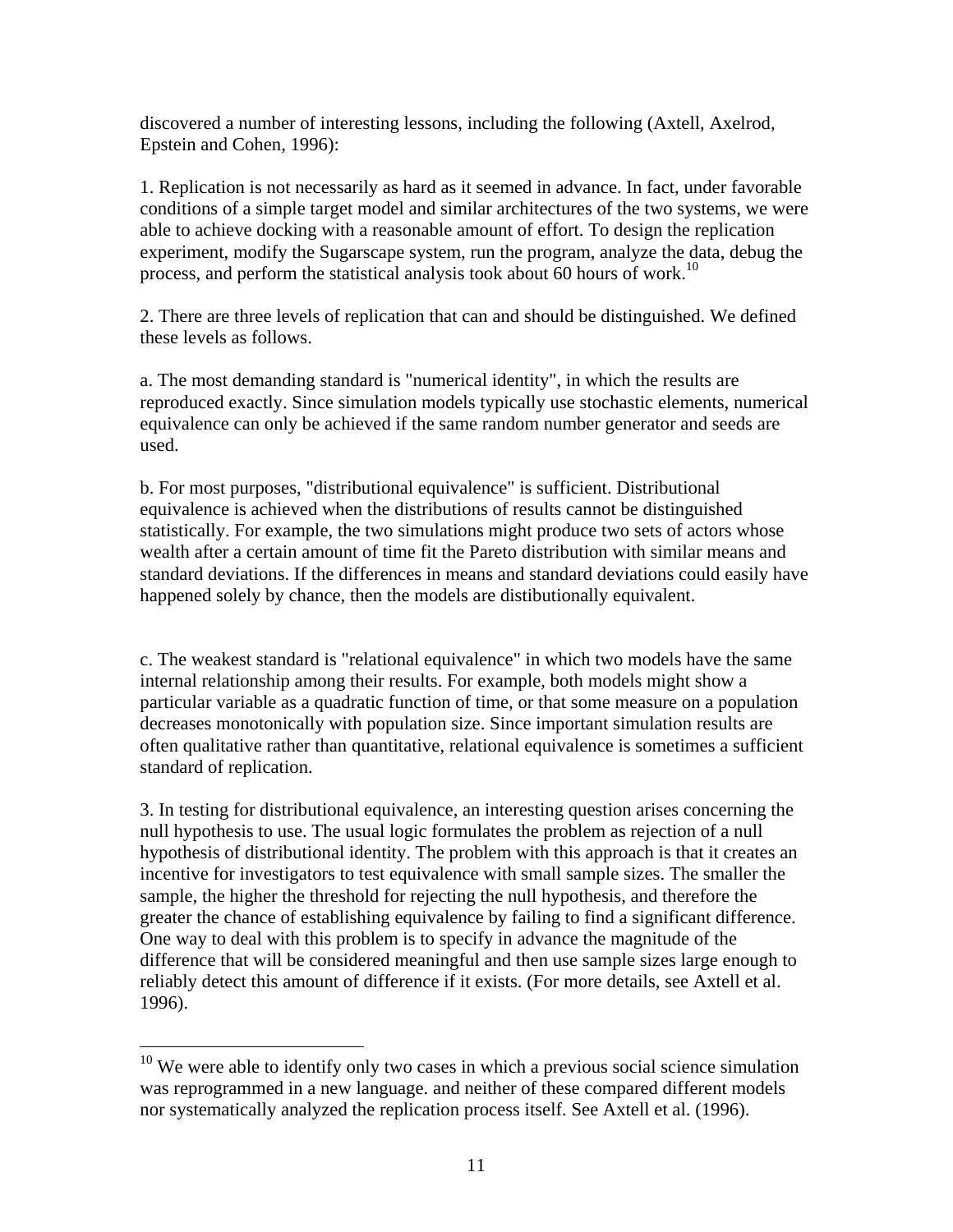discovered a number of interesting lessons, including the following (Axtell, Axelrod, Epstein and Cohen, 1996):

1. Replication is not necessarily as hard as it seemed in advance. In fact, under favorable conditions of a simple target model and similar architectures of the two systems, we were able to achieve docking with a reasonable amount of effort. To design the replication experiment, modify the Sugarscape system, run the program, analyze the data, debug the process, and perform the statistical analysis took about 60 hours of work.[10]

2. There are three levels of replication that can and should be distinguished. We defined these levels as follows.

a. The most demanding standard is "numerical identity", in which the results are reproduced exactly. Since simulation models typically use stochastic elements, numerical equivalence can only be achieved if the same random number generator and seeds are used.

b. For most purposes, "distributional equivalence" is sufficient. Distributional equivalence is achieved when the distributions of results cannot be distinguished statistically. For example, the two simulations might produce two sets of actors whose wealth after a certain amount of time fit the Pareto distribution with similar means and standard deviations. If the differences in means and standard deviations could easily have happened solely by chance, then the models are distibutionally equivalent.

c. The weakest standard is "relational equivalence" in which two models have the same internal relationship among their results. For example, both models might show a particular variable as a quadratic function of time, or that some measure on a population decreases monotonically with population size. Since important simulation results are often qualitative rather than quantitative, relational equivalence is sometimes a sufficient standard of replication.

3. In testing for distributional equivalence, an interesting question arises concerning the null hypothesis to use. The usual logic formulates the problem as rejection of a null hypothesis of distributional identity. The problem with this approach is that it creates an incentive for investigators to test equivalence with small sample sizes. The smaller the sample, the higher the threshold for rejecting the null hypothesis, and therefore the greater the chance of establishing equivalence by failing to find a significant difference. One way to deal with this problem is to specify in advance the magnitude of the difference that will be considered meaningful and then use sample sizes large enough to reliably detect this amount of difference if it exists. (For more details, see Axtell et al. 1996).

---

[10] We were able to identify only two cases in which a previous social science simulation was reprogrammed in a new language. and neither of these compared different models nor systematically analyzed the replication process itself. See Axtell et al. (1996).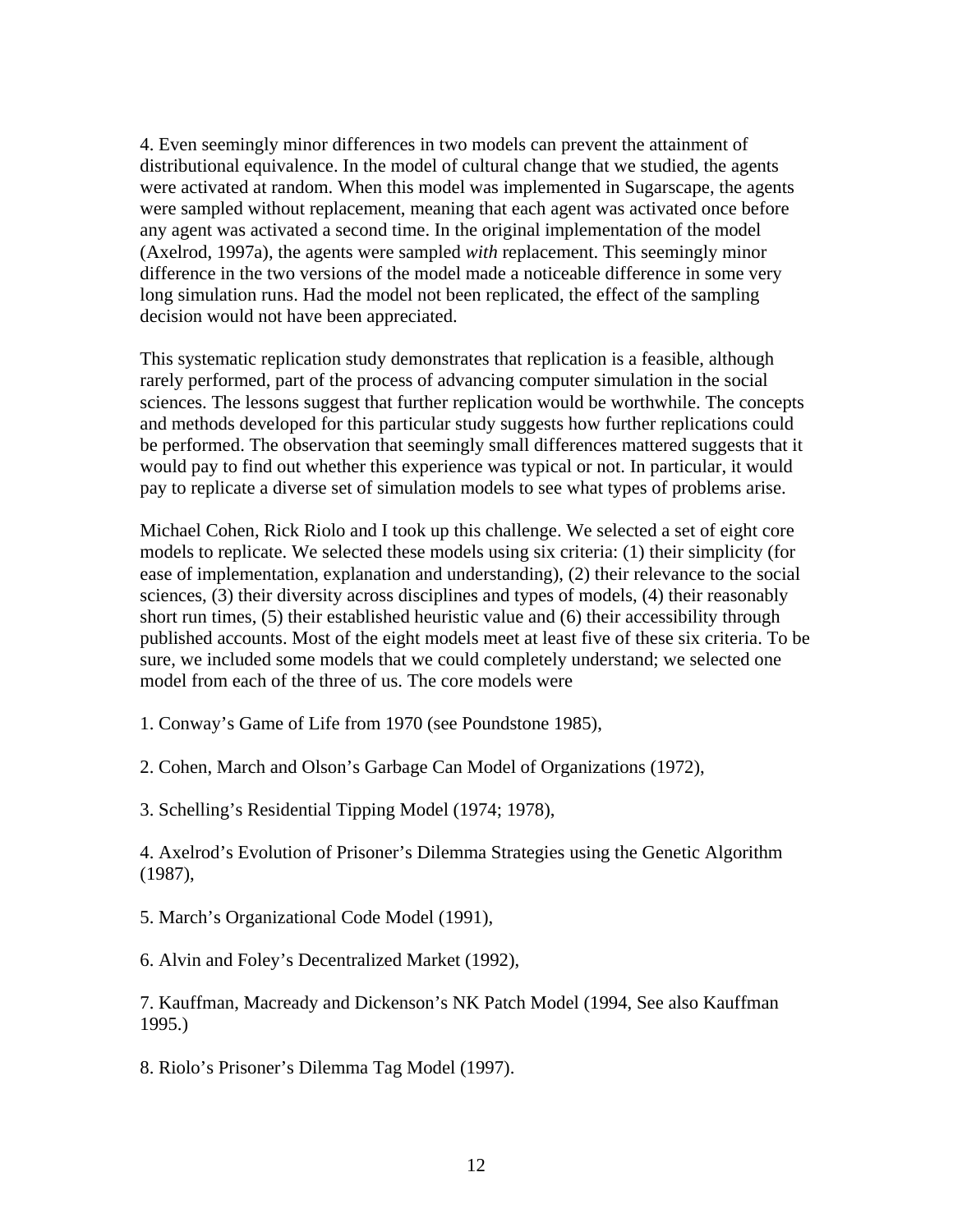4. Even seemingly minor differences in two models can prevent the attainment of distributional equivalence. In the model of cultural change that we studied, the agents were activated at random. When this model was implemented in Sugarscape, the agents were sampled without replacement, meaning that each agent was activated once before any agent was activated a second time. In the original implementation of the model (Axelrod, 1997a), the agents were sampled *with* replacement. This seemingly minor difference in the two versions of the model made a noticeable difference in some very long simulation runs. Had the model not been replicated, the effect of the sampling decision would not have been appreciated.

This systematic replication study demonstrates that replication is a feasible, although rarely performed, part of the process of advancing computer simulation in the social sciences. The lessons suggest that further replication would be worthwhile. The concepts and methods developed for this particular study suggests how further replications could be performed. The observation that seemingly small differences mattered suggests that it would pay to find out whether this experience was typical or not. In particular, it would pay to replicate a diverse set of simulation models to see what types of problems arise.

Michael Cohen, Rick Riolo and I took up this challenge. We selected a set of eight core models to replicate. We selected these models using six criteria: (1) their simplicity (for ease of implementation, explanation and understanding), (2) their relevance to the social sciences, (3) their diversity across disciplines and types of models, (4) their reasonably short run times, (5) their established heuristic value and (6) their accessibility through published accounts. Most of the eight models meet at least five of these six criteria. To be sure, we included some models that we could completely understand; we selected one model from each of the three of us. The core models were

1. Conway's Game of Life from 1970 (see Poundstone 1985),

2. Cohen, March and Olson's Garbage Can Model of Organizations (1972),

3. Schelling's Residential Tipping Model (1974; 1978),

4. Axelrod's Evolution of Prisoner's Dilemma Strategies using the Genetic Algorithm (1987),

5. March's Organizational Code Model (1991),

6. Alvin and Foley's Decentralized Market (1992),

7. Kauffman, Macready and Dickenson's NK Patch Model (1994, See also Kauffman 1995.)

8. Riolo's Prisoner's Dilemma Tag Model (1997).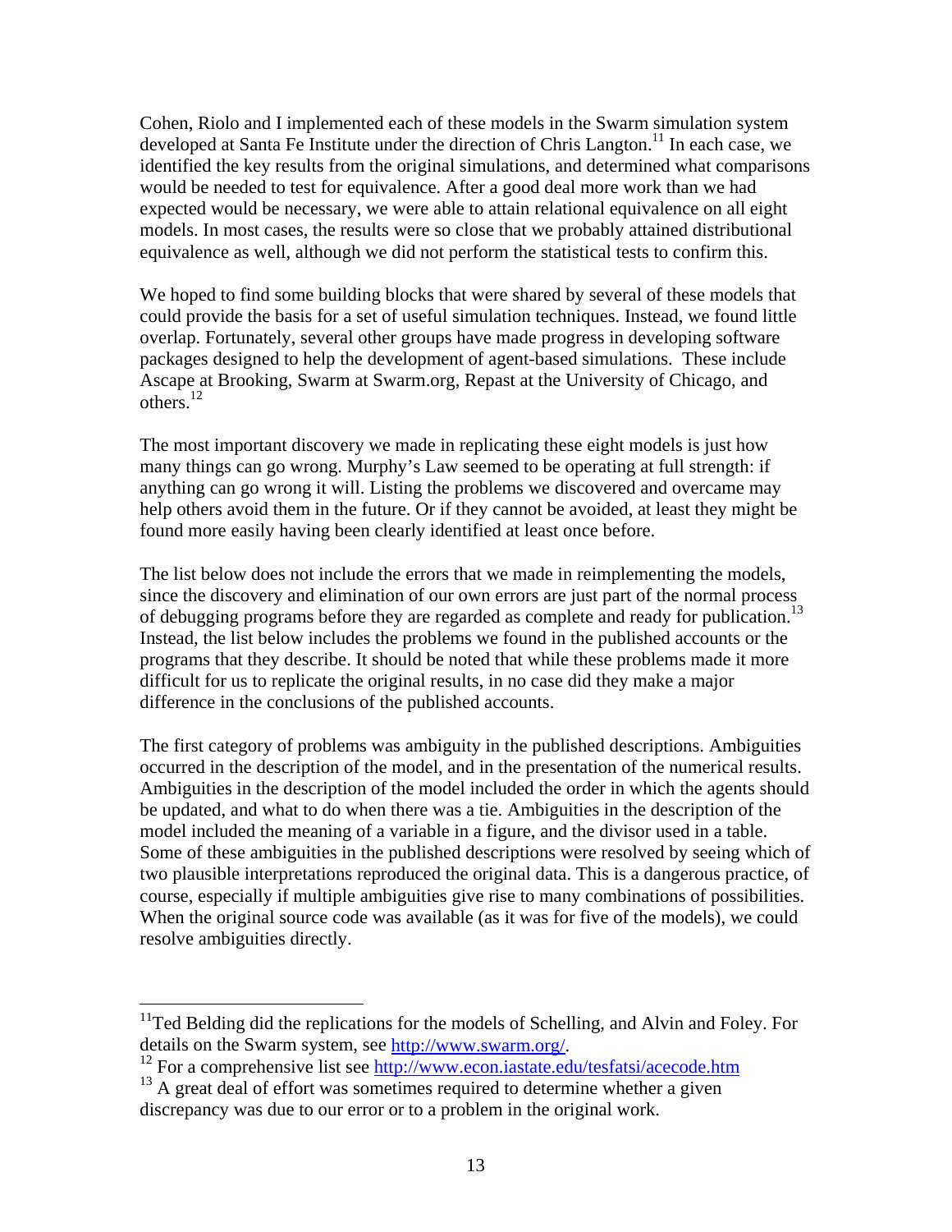Cohen, Riolo and I implemented each of these models in the Swarm simulation system developed at Santa Fe Institute under the direction of Chris Langton.[11] In each case, we identified the key results from the original simulations, and determined what comparisons would be needed to test for equivalence. After a good deal more work than we had expected would be necessary, we were able to attain relational equivalence on all eight models. In most cases, the results were so close that we probably attained distributional equivalence as well, although we did not perform the statistical tests to confirm this.

We hoped to find some building blocks that were shared by several of these models that could provide the basis for a set of useful simulation techniques. Instead, we found little overlap. Fortunately, several other groups have made progress in developing software packages designed to help the development of agent-based simulations. These include Ascape at Brooking, Swarm at Swarm.org, Repast at the University of Chicago, and others.[12]

The most important discovery we made in replicating these eight models is just how many things can go wrong. Murphy's Law seemed to be operating at full strength: if anything can go wrong it will. Listing the problems we discovered and overcame may help others avoid them in the future. Or if they cannot be avoided, at least they might be found more easily having been clearly identified at least once before.

The list below does not include the errors that we made in reimplementing the models, since the discovery and elimination of our own errors are just part of the normal process of debugging programs before they are regarded as complete and ready for publication.[13] Instead, the list below includes the problems we found in the published accounts or the programs that they describe. It should be noted that while these problems made it more difficult for us to replicate the original results, in no case did they make a major difference in the conclusions of the published accounts.

The first category of problems was ambiguity in the published descriptions. Ambiguities occurred in the description of the model, and in the presentation of the numerical results. Ambiguities in the description of the model included the order in which the agents should be updated, and what to do when there was a tie. Ambiguities in the description of the model included the meaning of a variable in a figure, and the divisor used in a table. Some of these ambiguities in the published descriptions were resolved by seeing which of two plausible interpretations reproduced the original data. This is a dangerous practice, of course, especially if multiple ambiguities give rise to many combinations of possibilities. When the original source code was available (as it was for five of the models), we could resolve ambiguities directly.

---

[11] Ted Belding did the replications for the models of Schelling, and Alvin and Foley. For details on the Swarm system, see http://www.swarm.org/.

[12] For a comprehensive list see http://www.econ.iastate.edu/tesfatsi/acecode.htm

[13] A great deal of effort was sometimes required to determine whether a given discrepancy was due to our error or to a problem in the original work.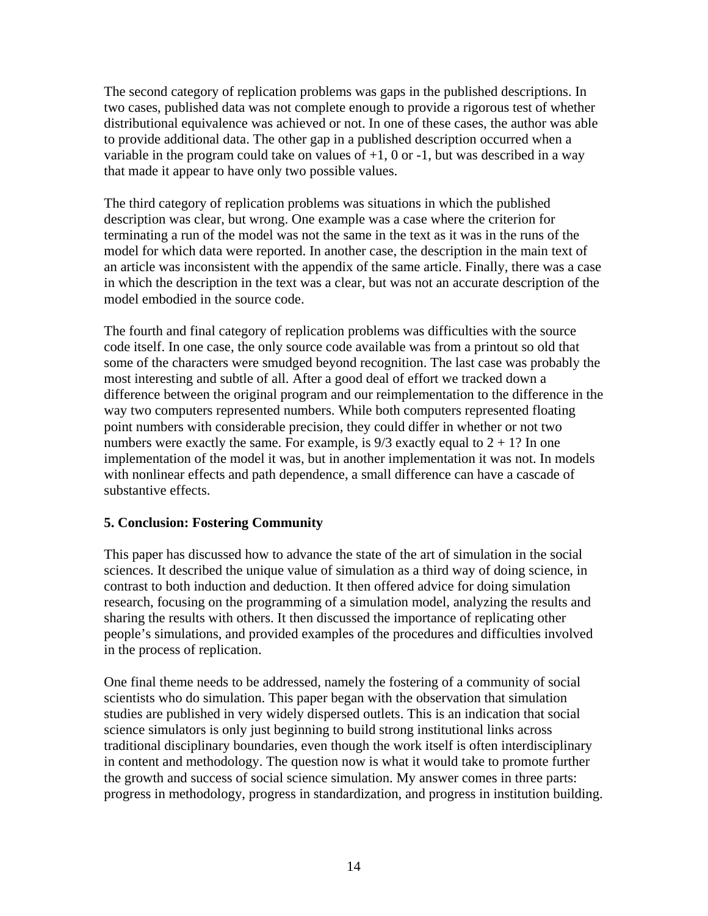The second category of replication problems was gaps in the published descriptions. In two cases, published data was not complete enough to provide a rigorous test of whether distributional equivalence was achieved or not. In one of these cases, the author was able to provide additional data. The other gap in a published description occurred when a variable in the program could take on values of +1, 0 or -1, but was described in a way that made it appear to have only two possible values.

The third category of replication problems was situations in which the published description was clear, but wrong. One example was a case where the criterion for terminating a run of the model was not the same in the text as it was in the runs of the model for which data were reported. In another case, the description in the main text of an article was inconsistent with the appendix of the same article. Finally, there was a case in which the description in the text was a clear, but was not an accurate description of the model embodied in the source code.

The fourth and final category of replication problems was difficulties with the source code itself. In one case, the only source code available was from a printout so old that some of the characters were smudged beyond recognition. The last case was probably the most interesting and subtle of all. After a good deal of effort we tracked down a difference between the original program and our reimplementation to the difference in the way two computers represented numbers. While both computers represented floating point numbers with considerable precision, they could differ in whether or not two numbers were exactly the same. For example, is 9/3 exactly equal to 2 + 1? In one implementation of the model it was, but in another implementation it was not. In models with nonlinear effects and path dependence, a small difference can have a cascade of substantive effects.

## 5. Conclusion: Fostering Community

This paper has discussed how to advance the state of the art of simulation in the social sciences. It described the unique value of simulation as a third way of doing science, in contrast to both induction and deduction. It then offered advice for doing simulation research, focusing on the programming of a simulation model, analyzing the results and sharing the results with others. It then discussed the importance of replicating other people's simulations, and provided examples of the procedures and difficulties involved in the process of replication.

One final theme needs to be addressed, namely the fostering of a community of social scientists who do simulation. This paper began with the observation that simulation studies are published in very widely dispersed outlets. This is an indication that social science simulators is only just beginning to build strong institutional links across traditional disciplinary boundaries, even though the work itself is often interdisciplinary in content and methodology. The question now is what it would take to promote further the growth and success of social science simulation. My answer comes in three parts: progress in methodology, progress in standardization, and progress in institution building.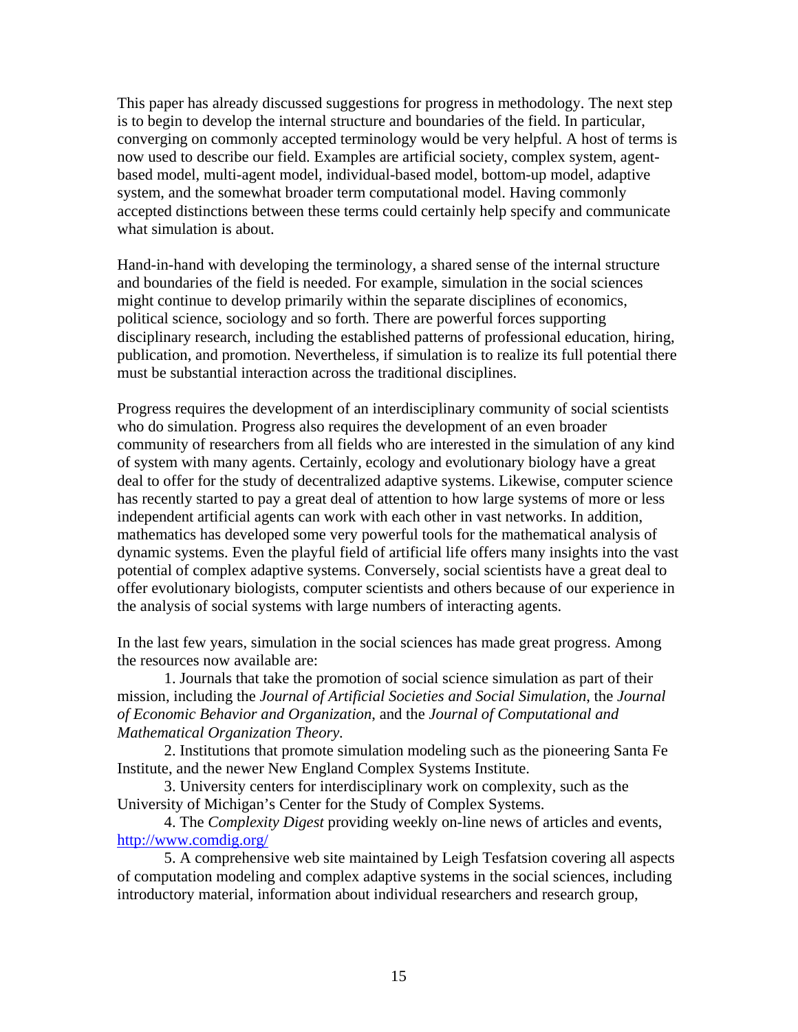This paper has already discussed suggestions for progress in methodology. The next step is to begin to develop the internal structure and boundaries of the field. In particular, converging on commonly accepted terminology would be very helpful. A host of terms is now used to describe our field. Examples are artificial society, complex system, agent-based model, multi-agent model, individual-based model, bottom-up model, adaptive system, and the somewhat broader term computational model. Having commonly accepted distinctions between these terms could certainly help specify and communicate what simulation is about.

Hand-in-hand with developing the terminology, a shared sense of the internal structure and boundaries of the field is needed. For example, simulation in the social sciences might continue to develop primarily within the separate disciplines of economics, political science, sociology and so forth. There are powerful forces supporting disciplinary research, including the established patterns of professional education, hiring, publication, and promotion. Nevertheless, if simulation is to realize its full potential there must be substantial interaction across the traditional disciplines.

Progress requires the development of an interdisciplinary community of social scientists who do simulation. Progress also requires the development of an even broader community of researchers from all fields who are interested in the simulation of any kind of system with many agents. Certainly, ecology and evolutionary biology have a great deal to offer for the study of decentralized adaptive systems. Likewise, computer science has recently started to pay a great deal of attention to how large systems of more or less independent artificial agents can work with each other in vast networks. In addition, mathematics has developed some very powerful tools for the mathematical analysis of dynamic systems. Even the playful field of artificial life offers many insights into the vast potential of complex adaptive systems. Conversely, social scientists have a great deal to offer evolutionary biologists, computer scientists and others because of our experience in the analysis of social systems with large numbers of interacting agents.

In the last few years, simulation in the social sciences has made great progress. Among the resources now available are:

1. Journals that take the promotion of social science simulation as part of their mission, including the *Journal of Artificial Societies and Social Simulation*, the *Journal of Economic Behavior and Organization*, and the *Journal of Computational and Mathematical Organization Theory*.

2. Institutions that promote simulation modeling such as the pioneering Santa Fe Institute, and the newer New England Complex Systems Institute.

3. University centers for interdisciplinary work on complexity, such as the University of Michigan's Center for the Study of Complex Systems.

4. The *Complexity Digest* providing weekly on-line news of articles and events, http://www.comdig.org/

5. A comprehensive web site maintained by Leigh Tesfatsion covering all aspects of computation modeling and complex adaptive systems in the social sciences, including introductory material, information about individual researchers and research group,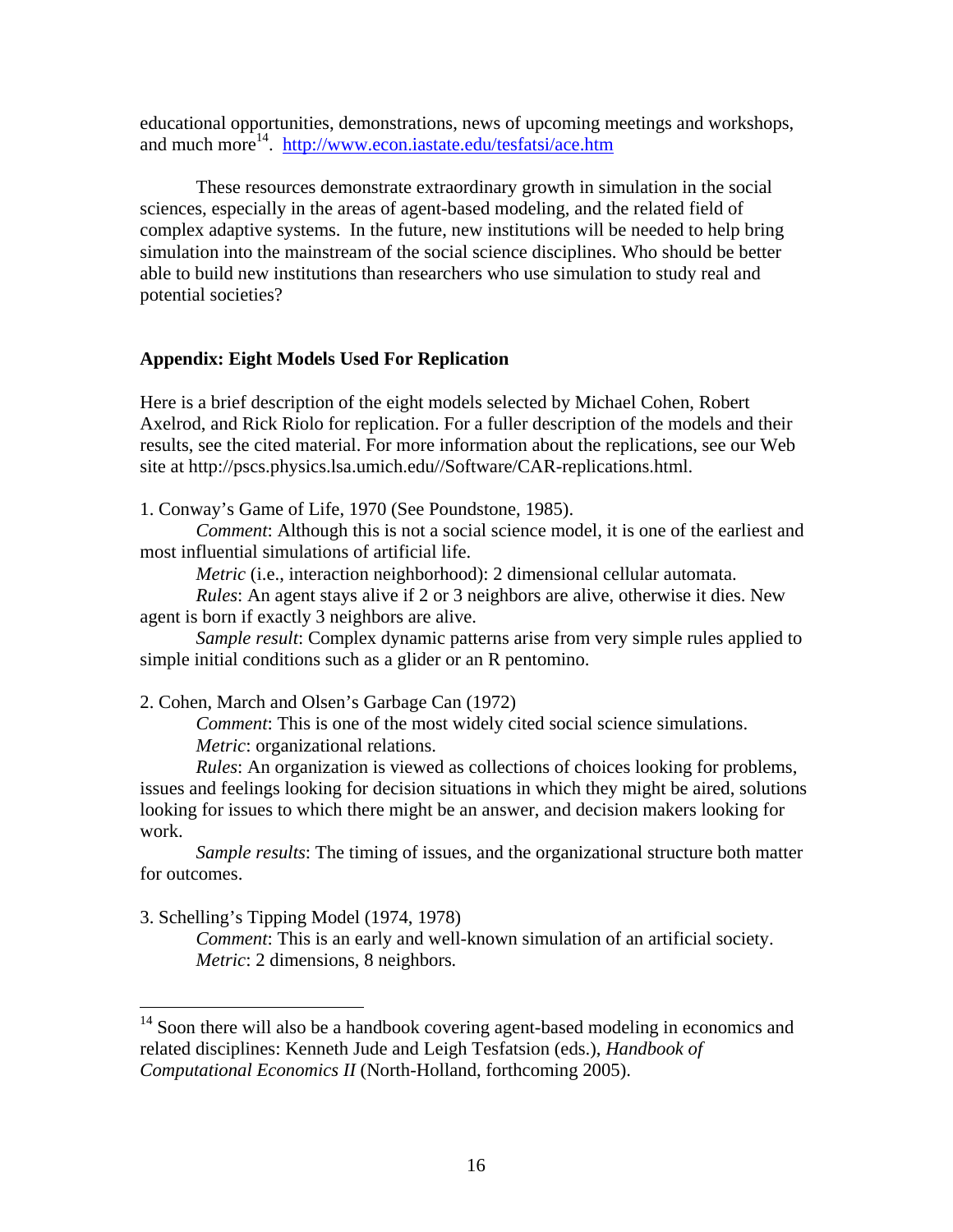educational opportunities, demonstrations, news of upcoming meetings and workshops, and much more[14]. http://www.econ.iastate.edu/tesfatsi/ace.htm

These resources demonstrate extraordinary growth in simulation in the social sciences, especially in the areas of agent-based modeling, and the related field of complex adaptive systems. In the future, new institutions will be needed to help bring simulation into the mainstream of the social science disciplines. Who should be better able to build new institutions than researchers who use simulation to study real and potential societies?

## Appendix: Eight Models Used For Replication

Here is a brief description of the eight models selected by Michael Cohen, Robert Axelrod, and Rick Riolo for replication. For a fuller description of the models and their results, see the cited material. For more information about the replications, see our Web site at http://pscs.physics.lsa.umich.edu//Software/CAR-replications.html.

1. Conway's Game of Life, 1970 (See Poundstone, 1985).

*Comment*: Although this is not a social science model, it is one of the earliest and most influential simulations of artificial life.

*Metric* (i.e., interaction neighborhood): 2 dimensional cellular automata.

*Rules*: An agent stays alive if 2 or 3 neighbors are alive, otherwise it dies. New agent is born if exactly 3 neighbors are alive.

*Sample result*: Complex dynamic patterns arise from very simple rules applied to simple initial conditions such as a glider or an R pentomino.

2. Cohen, March and Olsen's Garbage Can (1972)

*Comment*: This is one of the most widely cited social science simulations.

*Metric*: organizational relations.

*Rules*: An organization is viewed as collections of choices looking for problems, issues and feelings looking for decision situations in which they might be aired, solutions looking for issues to which there might be an answer, and decision makers looking for work.

*Sample results*: The timing of issues, and the organizational structure both matter for outcomes.

3. Schelling's Tipping Model (1974, 1978)

*Comment*: This is an early and well-known simulation of an artificial society.

*Metric*: 2 dimensions, 8 neighbors.

---

[14] Soon there will also be a handbook covering agent-based modeling in economics and related disciplines: Kenneth Jude and Leigh Tesfatsion (eds.), *Handbook of Computational Economics II* (North-Holland, forthcoming 2005).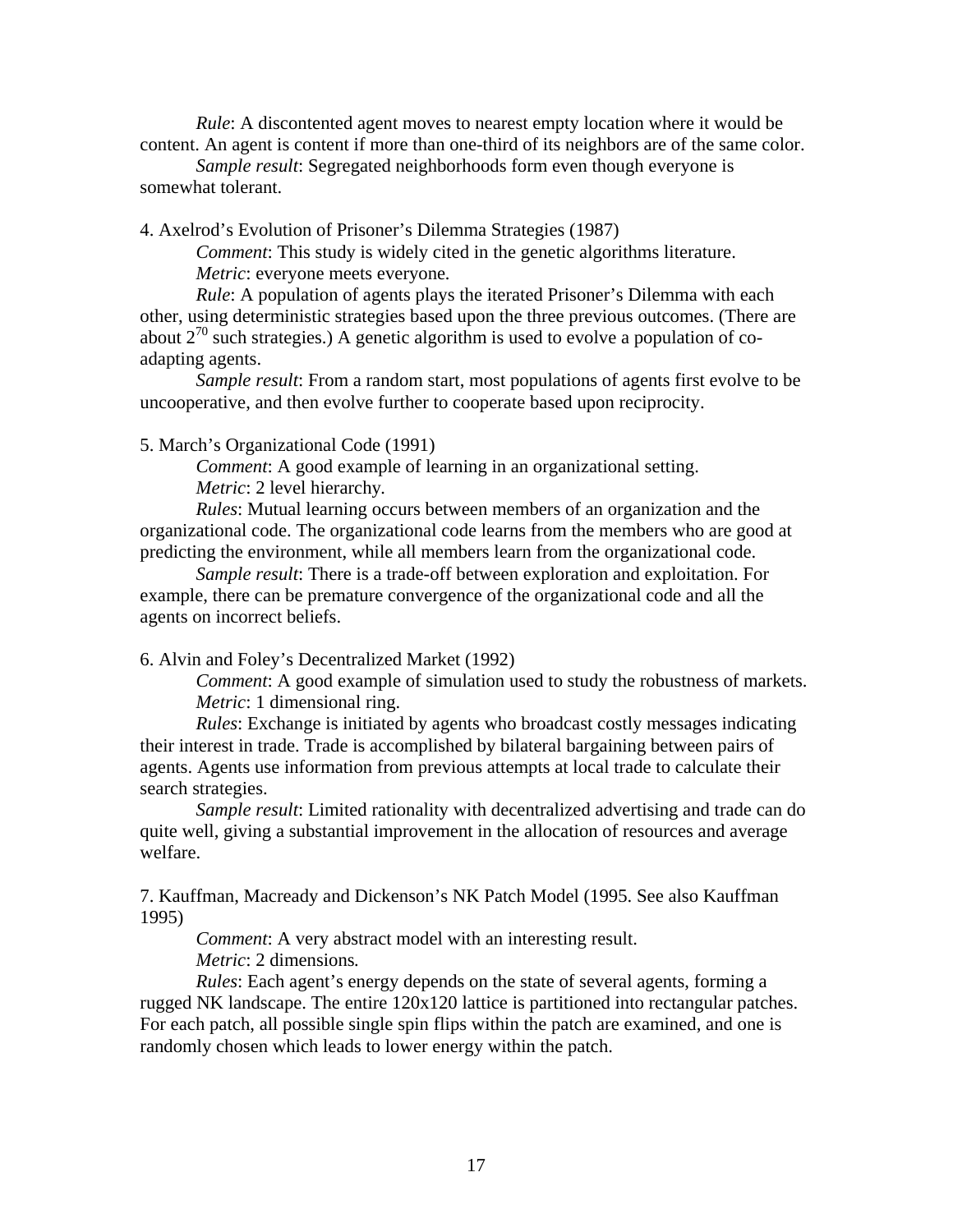*Rule*: A discontented agent moves to nearest empty location where it would be content. An agent is content if more than one-third of its neighbors are of the same color.

*Sample result*: Segregated neighborhoods form even though everyone is somewhat tolerant.

4. Axelrod's Evolution of Prisoner's Dilemma Strategies (1987)

*Comment*: This study is widely cited in the genetic algorithms literature.

*Metric*: everyone meets everyone.

*Rule*: A population of agents plays the iterated Prisoner's Dilemma with each other, using deterministic strategies based upon the three previous outcomes. (There are about $2^{70}$ such strategies.) A genetic algorithm is used to evolve a population of co-adapting agents.

*Sample result*: From a random start, most populations of agents first evolve to be uncooperative, and then evolve further to cooperate based upon reciprocity.

5. March's Organizational Code (1991)

*Comment*: A good example of learning in an organizational setting.

*Metric*: 2 level hierarchy.

*Rules*: Mutual learning occurs between members of an organization and the organizational code. The organizational code learns from the members who are good at predicting the environment, while all members learn from the organizational code.

*Sample result*: There is a trade-off between exploration and exploitation. For example, there can be premature convergence of the organizational code and all the agents on incorrect beliefs.

6. Alvin and Foley's Decentralized Market (1992)

*Comment*: A good example of simulation used to study the robustness of markets.

*Metric*: 1 dimensional ring.

*Rules*: Exchange is initiated by agents who broadcast costly messages indicating their interest in trade. Trade is accomplished by bilateral bargaining between pairs of agents. Agents use information from previous attempts at local trade to calculate their search strategies.

*Sample result*: Limited rationality with decentralized advertising and trade can do quite well, giving a substantial improvement in the allocation of resources and average welfare.

7. Kauffman, Macready and Dickenson's NK Patch Model (1995. See also Kauffman 1995)

*Comment*: A very abstract model with an interesting result.

*Metric*: 2 dimensions.

*Rules*: Each agent's energy depends on the state of several agents, forming a rugged NK landscape. The entire 120x120 lattice is partitioned into rectangular patches. For each patch, all possible single spin flips within the patch are examined, and one is randomly chosen which leads to lower energy within the patch.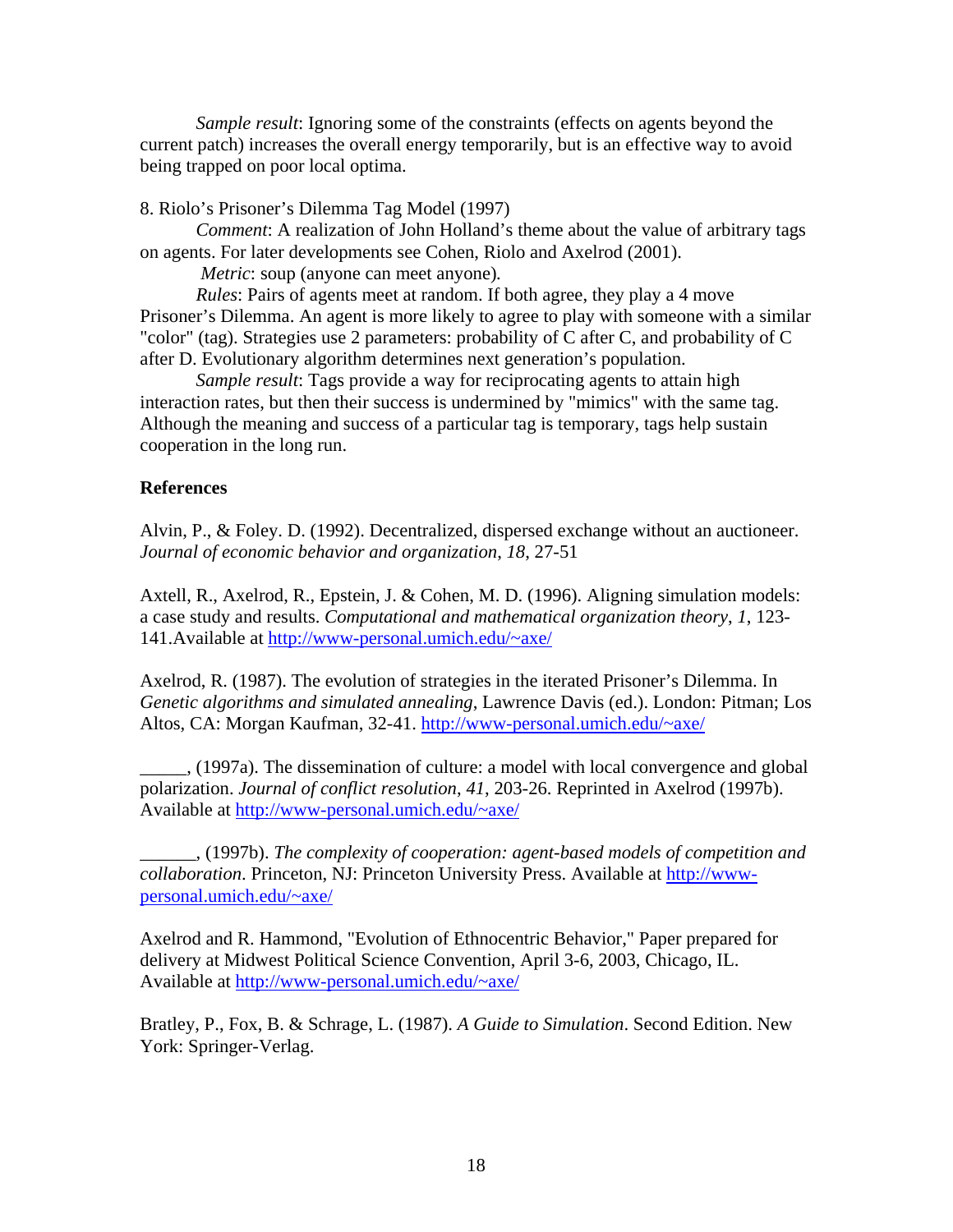*Sample result*: Ignoring some of the constraints (effects on agents beyond the current patch) increases the overall energy temporarily, but is an effective way to avoid being trapped on poor local optima.

8. Riolo's Prisoner's Dilemma Tag Model (1997)

*Comment*: A realization of John Holland's theme about the value of arbitrary tags on agents. For later developments see Cohen, Riolo and Axelrod (2001).

*Metric*: soup (anyone can meet anyone).

*Rules*: Pairs of agents meet at random. If both agree, they play a 4 move Prisoner's Dilemma. An agent is more likely to agree to play with someone with a similar "color" (tag). Strategies use 2 parameters: probability of C after C, and probability of C after D. Evolutionary algorithm determines next generation's population.

*Sample result*: Tags provide a way for reciprocating agents to attain high interaction rates, but then their success is undermined by "mimics" with the same tag. Although the meaning and success of a particular tag is temporary, tags help sustain cooperation in the long run.

**References**

Alvin, P., & Foley. D. (1992). Decentralized, dispersed exchange without an auctioneer. *Journal of economic behavior and organization*, *18*, 27-51

Axtell, R., Axelrod, R., Epstein, J. & Cohen, M. D. (1996). Aligning simulation models: a case study and results. *Computational and mathematical organization theory*, *1*, 123-141.Available at http://www-personal.umich.edu/~axe/

Axelrod, R. (1987). The evolution of strategies in the iterated Prisoner's Dilemma. In *Genetic algorithms and simulated annealing*, Lawrence Davis (ed.). London: Pitman; Los Altos, CA: Morgan Kaufman, 32-41. http://www-personal.umich.edu/~axe/

_____, (1997a). The dissemination of culture: a model with local convergence and global polarization. *Journal of conflict resolution*, *41*, 203-26. Reprinted in Axelrod (1997b). Available at http://www-personal.umich.edu/~axe/

______, (1997b). *The complexity of cooperation: agent-based models of competition and collaboration*. Princeton, NJ: Princeton University Press. Available at http://www-personal.umich.edu/~axe/

Axelrod and R. Hammond, "Evolution of Ethnocentric Behavior," Paper prepared for delivery at Midwest Political Science Convention, April 3-6, 2003, Chicago, IL. Available at http://www-personal.umich.edu/~axe/

Bratley, P., Fox, B. & Schrage, L. (1987). *A Guide to Simulation*. Second Edition. New York: Springer-Verlag.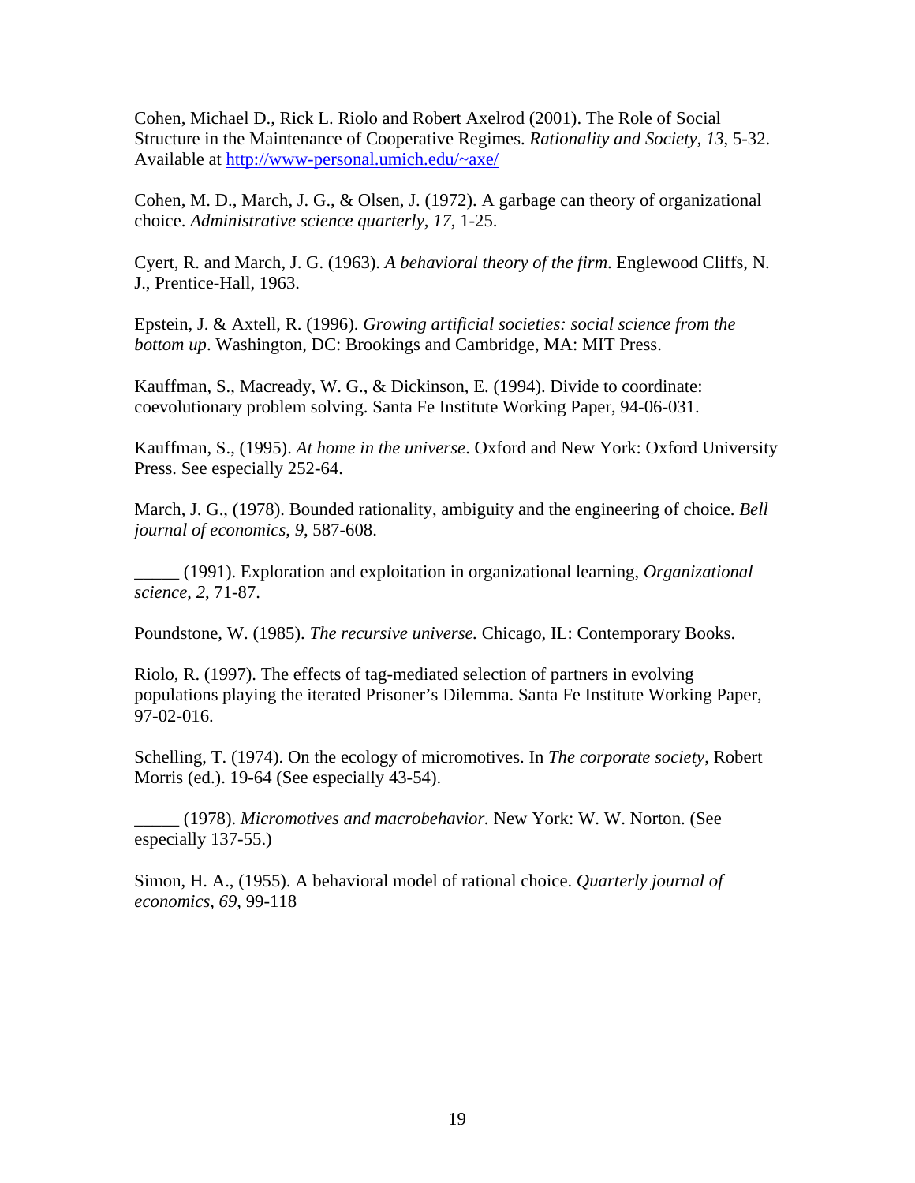Cohen, Michael D., Rick L. Riolo and Robert Axelrod (2001). The Role of Social Structure in the Maintenance of Cooperative Regimes. *Rationality and Society, 13*, 5-32. Available at [http://www-personal.umich.edu/~axe/](http://www-personal.umich.edu/~axe/)

Cohen, M. D., March, J. G., & Olsen, J. (1972). A garbage can theory of organizational choice. *Administrative science quarterly*, *17*, 1-25.

Cyert, R. and March, J. G. (1963). *A behavioral theory of the firm*. Englewood Cliffs, N. J., Prentice-Hall, 1963.

Epstein, J. & Axtell, R. (1996). *Growing artificial societies: social science from the bottom up*. Washington, DC: Brookings and Cambridge, MA: MIT Press.

Kauffman, S., Macready, W. G., & Dickinson, E. (1994). Divide to coordinate: coevolutionary problem solving. Santa Fe Institute Working Paper, 94-06-031.

Kauffman, S., (1995). *At home in the universe*. Oxford and New York: Oxford University Press. See especially 252-64.

March, J. G., (1978). Bounded rationality, ambiguity and the engineering of choice. *Bell journal of economics*, *9*, 587-608.

_____ (1991). Exploration and exploitation in organizational learning, *Organizational science*, *2*, 71-87.

Poundstone, W. (1985). *The recursive universe.* Chicago, IL: Contemporary Books.

Riolo, R. (1997). The effects of tag-mediated selection of partners in evolving populations playing the iterated Prisoner's Dilemma. Santa Fe Institute Working Paper, 97-02-016.

Schelling, T. (1974). On the ecology of micromotives. In *The corporate society*, Robert Morris (ed.). 19-64 (See especially 43-54).

_____ (1978). *Micromotives and macrobehavior.* New York: W. W. Norton. (See especially 137-55.)

Simon, H. A., (1955). A behavioral model of rational choice. *Quarterly journal of economics*, *69*, 99-118